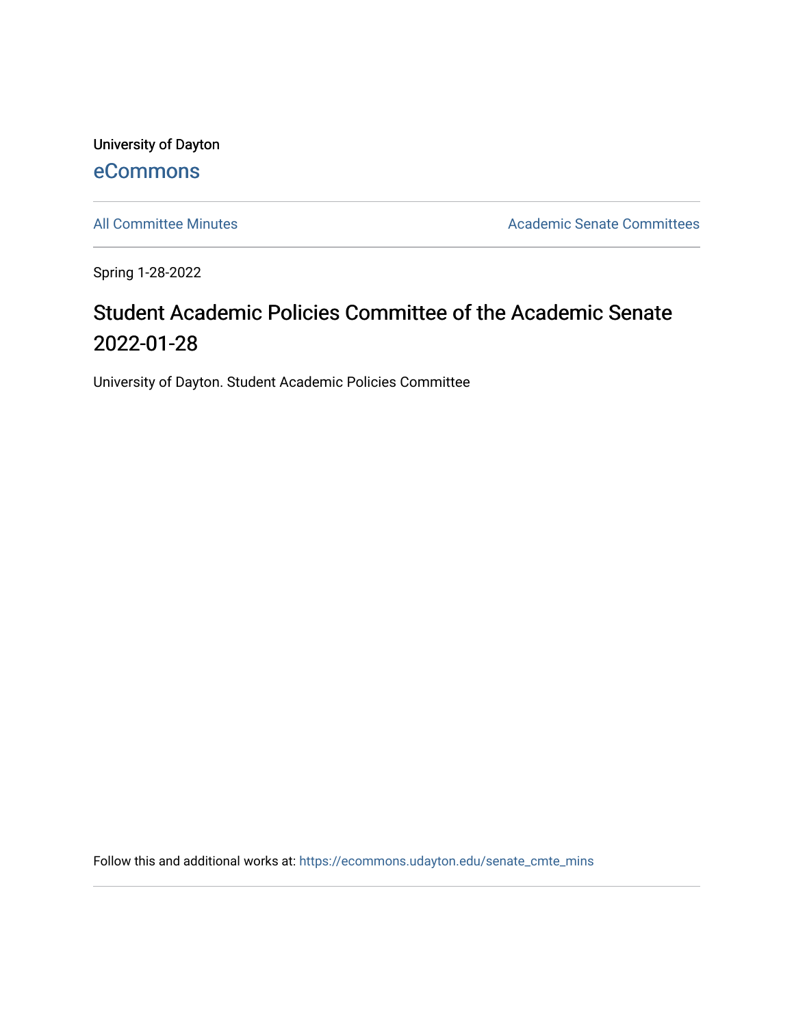University of Dayton

eCommons

All Committee Minutes

Academic Senate Committees

Spring 1-28-2022

# Student Academic Policies Committee of the Academic Senate 2022-01-28

University of Dayton. Student Academic Policies Committee

Follow this and additional works at: https://ecommons.udayton.edu/senate_cmte_mins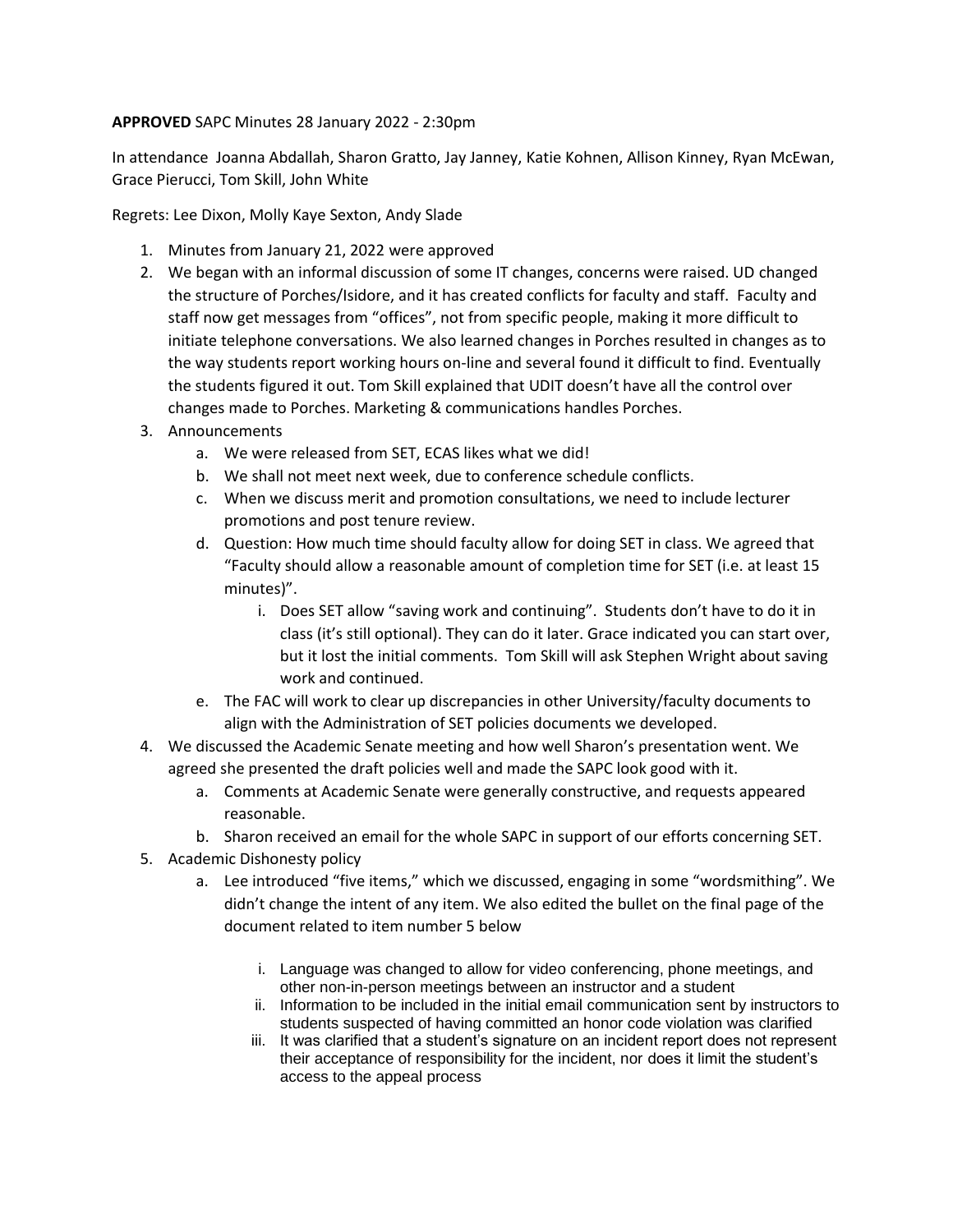**APPROVED** SAPC Minutes 28 January 2022 - 2:30pm

In attendance Joanna Abdallah, Sharon Gratto, Jay Janney, Katie Kohnen, Allison Kinney, Ryan McEwan, Grace Pierucci, Tom Skill, John White

Regrets: Lee Dixon, Molly Kaye Sexton, Andy Slade

1. Minutes from January 21, 2022 were approved
2. We began with an informal discussion of some IT changes, concerns were raised. UD changed the structure of Porches/Isidore, and it has created conflicts for faculty and staff. Faculty and staff now get messages from "offices", not from specific people, making it more difficult to initiate telephone conversations. We also learned changes in Porches resulted in changes as to the way students report working hours on-line and several found it difficult to find. Eventually the students figured it out. Tom Skill explained that UDIT doesn't have all the control over changes made to Porches. Marketing & communications handles Porches.
3. Announcements
   a. We were released from SET, ECAS likes what we did!
   b. We shall not meet next week, due to conference schedule conflicts.
   c. When we discuss merit and promotion consultations, we need to include lecturer promotions and post tenure review.
   d. Question: How much time should faculty allow for doing SET in class. We agreed that "Faculty should allow a reasonable amount of completion time for SET (i.e. at least 15 minutes)".
      i. Does SET allow "saving work and continuing". Students don't have to do it in class (it's still optional). They can do it later. Grace indicated you can start over, but it lost the initial comments. Tom Skill will ask Stephen Wright about saving work and continued.
   e. The FAC will work to clear up discrepancies in other University/faculty documents to align with the Administration of SET policies documents we developed.
4. We discussed the Academic Senate meeting and how well Sharon's presentation went. We agreed she presented the draft policies well and made the SAPC look good with it.
   a. Comments at Academic Senate were generally constructive, and requests appeared reasonable.
   b. Sharon received an email for the whole SAPC in support of our efforts concerning SET.
5. Academic Dishonesty policy
   a. Lee introduced "five items," which we discussed, engaging in some "wordsmithing". We didn't change the intent of any item. We also edited the bullet on the final page of the document related to item number 5 below
      i. Language was changed to allow for video conferencing, phone meetings, and other non-in-person meetings between an instructor and a student
      ii. Information to be included in the initial email communication sent by instructors to students suspected of having committed an honor code violation was clarified
      iii. It was clarified that a student's signature on an incident report does not represent their acceptance of responsibility for the incident, nor does it limit the student's access to the appeal process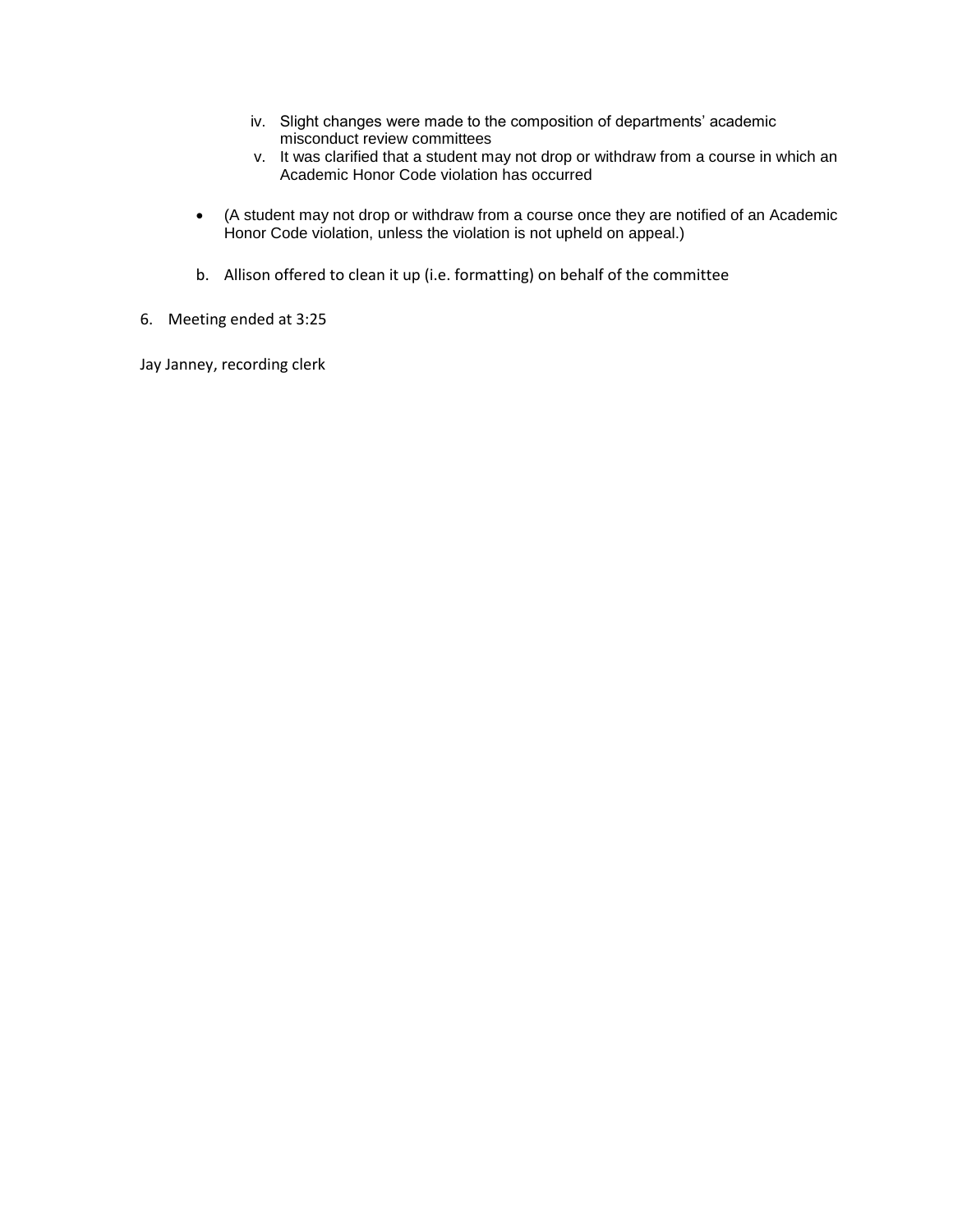iv. Slight changes were made to the composition of departments' academic misconduct review committees

v. It was clarified that a student may not drop or withdraw from a course in which an Academic Honor Code violation has occurred

- (A student may not drop or withdraw from a course once they are notified of an Academic Honor Code violation, unless the violation is not upheld on appeal.)

b. Allison offered to clean it up (i.e. formatting) on behalf of the committee

6. Meeting ended at 3:25

Jay Janney, recording clerk